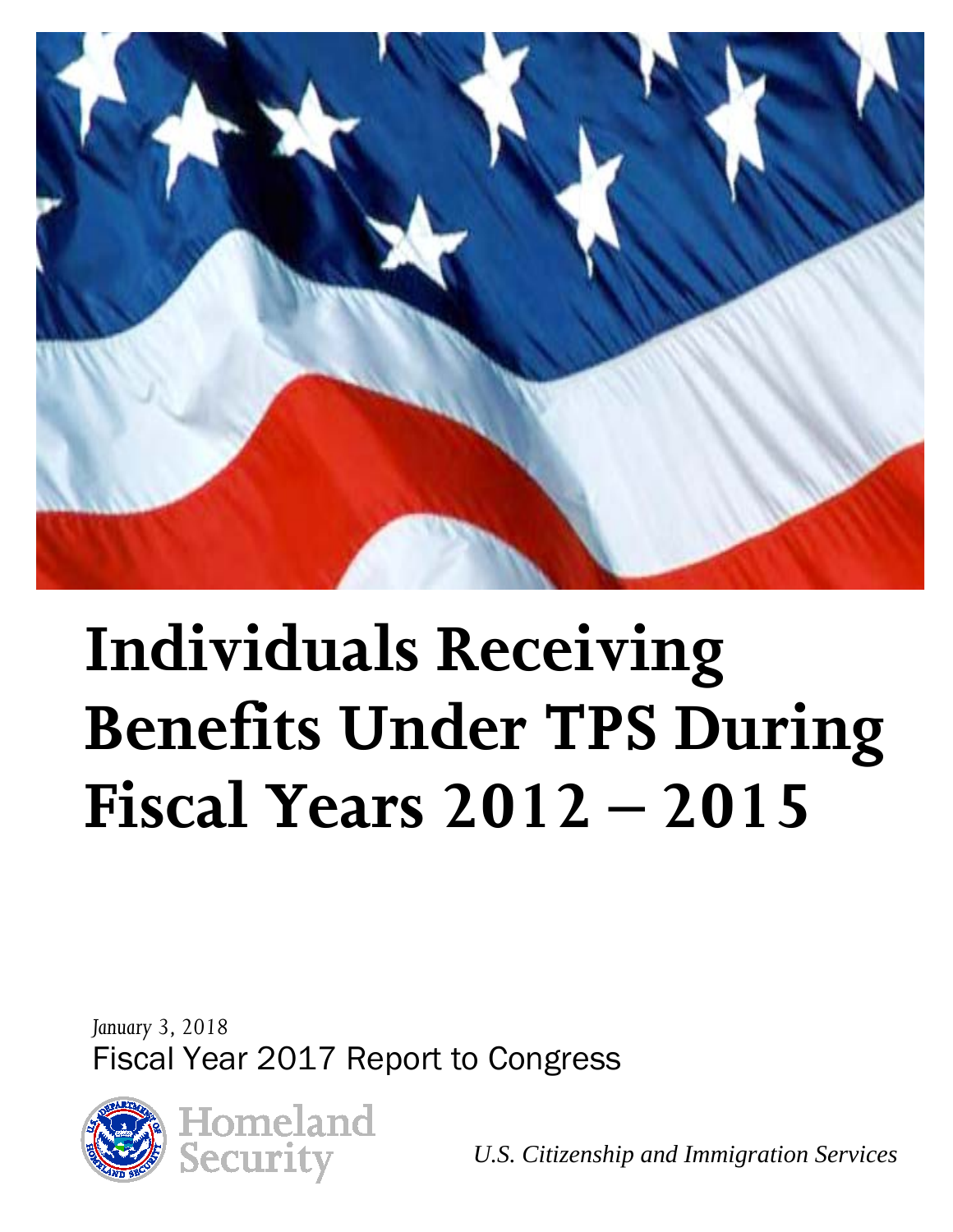# Individuals Receiving Benefits Under TPS During Fiscal Years 2012 – 2015

*January 3, 2018*

Fiscal Year 2017 Report to Congress

Homeland Security

*U.S. Citizenship and Immigration Services*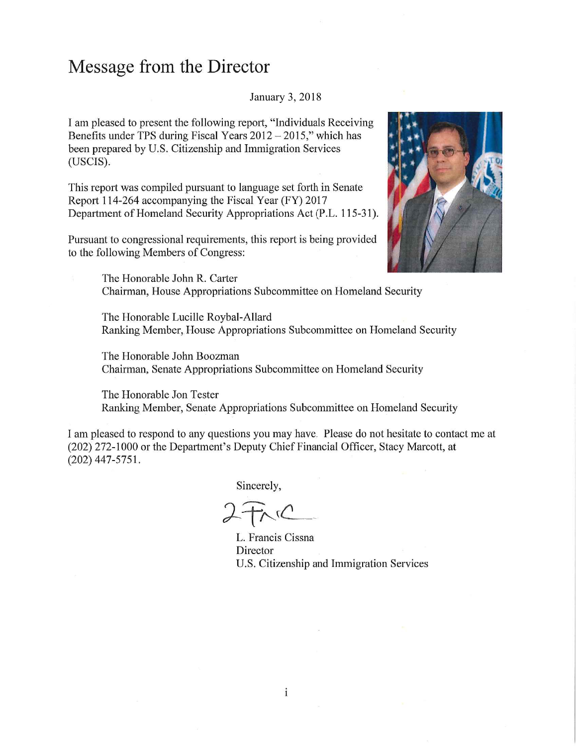# Message from the Director

January 3, 2018

I am pleased to present the following report, "Individuals Receiving Benefits under TPS during Fiscal Years 2012 – 2015," which has been prepared by U.S. Citizenship and Immigration Services (USCIS).

This report was compiled pursuant to language set forth in Senate Report 114-264 accompanying the Fiscal Year (FY) 2017 Department of Homeland Security Appropriations Act (P.L. 115-31).

Pursuant to congressional requirements, this report is being provided to the following Members of Congress:

The Honorable John R. Carter
Chairman, House Appropriations Subcommittee on Homeland Security

The Honorable Lucille Roybal-Allard
Ranking Member, House Appropriations Subcommittee on Homeland Security

The Honorable John Boozman
Chairman, Senate Appropriations Subcommittee on Homeland Security

The Honorable Jon Tester
Ranking Member, Senate Appropriations Subcommittee on Homeland Security

I am pleased to respond to any questions you may have. Please do not hesitate to contact me at (202) 272-1000 or the Department's Deputy Chief Financial Officer, Stacy Marcott, at (202) 447-5751.

Sincerely,

L. Francis Cissna
Director
U.S. Citizenship and Immigration Services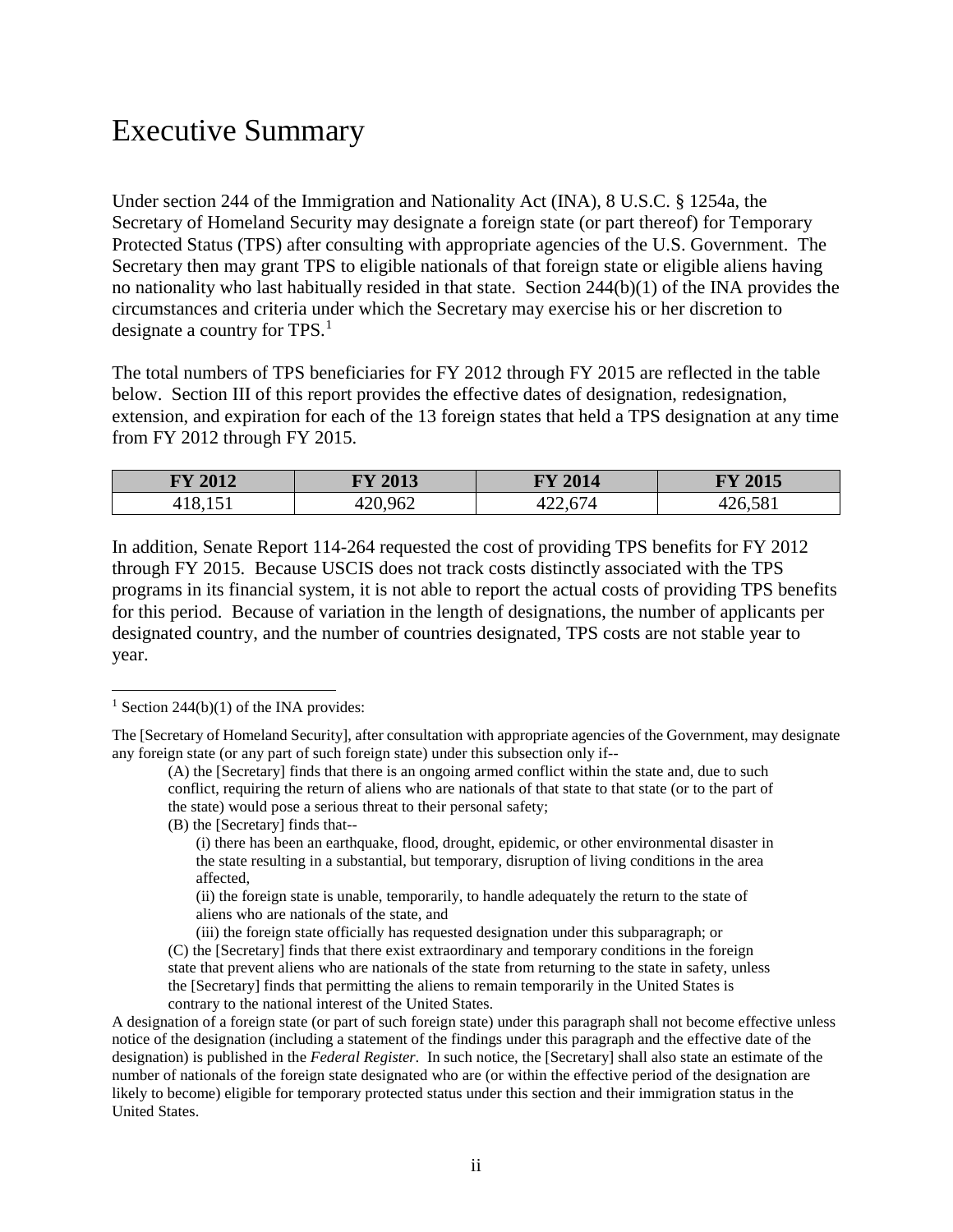# Executive Summary

Under section 244 of the Immigration and Nationality Act (INA), 8 U.S.C. § 1254a, the Secretary of Homeland Security may designate a foreign state (or part thereof) for Temporary Protected Status (TPS) after consulting with appropriate agencies of the U.S. Government. The Secretary then may grant TPS to eligible nationals of that foreign state or eligible aliens having no nationality who last habitually resided in that state. Section 244(b)(1) of the INA provides the circumstances and criteria under which the Secretary may exercise his or her discretion to designate a country for TPS.[1]

The total numbers of TPS beneficiaries for FY 2012 through FY 2015 are reflected in the table below. Section III of this report provides the effective dates of designation, redesignation, extension, and expiration for each of the 13 foreign states that held a TPS designation at any time from FY 2012 through FY 2015.

| FY 2012 | FY 2013 | FY 2014 | FY 2015 |
|---|---|---|---|
| 418,151 | 420,962 | 422,674 | 426,581 |

In addition, Senate Report 114-264 requested the cost of providing TPS benefits for FY 2012 through FY 2015. Because USCIS does not track costs distinctly associated with the TPS programs in its financial system, it is not able to report the actual costs of providing TPS benefits for this period. Because of variation in the length of designations, the number of applicants per designated country, and the number of countries designated, TPS costs are not stable year to year.

---

[1] Section 244(b)(1) of the INA provides:

The [Secretary of Homeland Security], after consultation with appropriate agencies of the Government, may designate any foreign state (or any part of such foreign state) under this subsection only if--

(A) the [Secretary] finds that there is an ongoing armed conflict within the state and, due to such conflict, requiring the return of aliens who are nationals of that state to that state (or to the part of the state) would pose a serious threat to their personal safety;

(B) the [Secretary] finds that--

(i) there has been an earthquake, flood, drought, epidemic, or other environmental disaster in the state resulting in a substantial, but temporary, disruption of living conditions in the area affected,

(ii) the foreign state is unable, temporarily, to handle adequately the return to the state of aliens who are nationals of the state, and

(iii) the foreign state officially has requested designation under this subparagraph; or

(C) the [Secretary] finds that there exist extraordinary and temporary conditions in the foreign state that prevent aliens who are nationals of the state from returning to the state in safety, unless the [Secretary] finds that permitting the aliens to remain temporarily in the United States is contrary to the national interest of the United States.

A designation of a foreign state (or part of such foreign state) under this paragraph shall not become effective unless notice of the designation (including a statement of the findings under this paragraph and the effective date of the designation) is published in the *Federal Register*. In such notice, the [Secretary] shall also state an estimate of the number of nationals of the foreign state designated who are (or within the effective period of the designation are likely to become) eligible for temporary protected status under this section and their immigration status in the United States.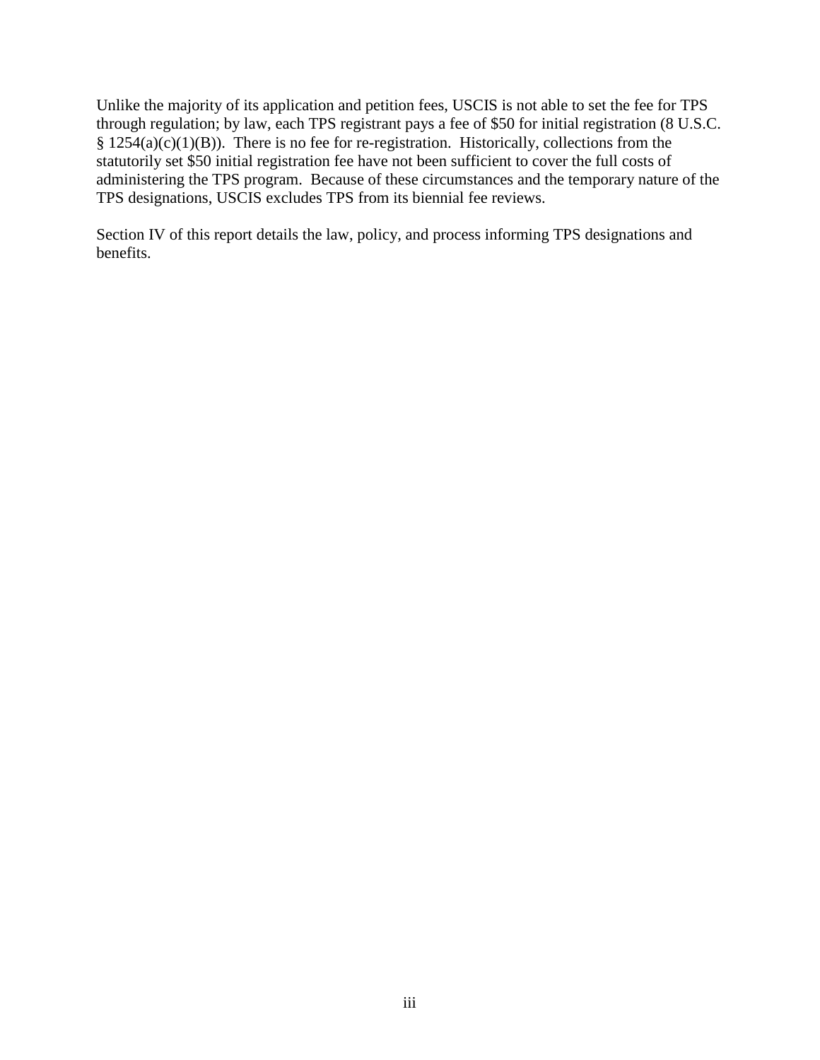Unlike the majority of its application and petition fees, USCIS is not able to set the fee for TPS through regulation; by law, each TPS registrant pays a fee of $50 for initial registration (8 U.S.C. § 1254(a)(c)(1)(B)). There is no fee for re-registration. Historically, collections from the statutorily set $50 initial registration fee have not been sufficient to cover the full costs of administering the TPS program. Because of these circumstances and the temporary nature of the TPS designations, USCIS excludes TPS from its biennial fee reviews.

Section IV of this report details the law, policy, and process informing TPS designations and benefits.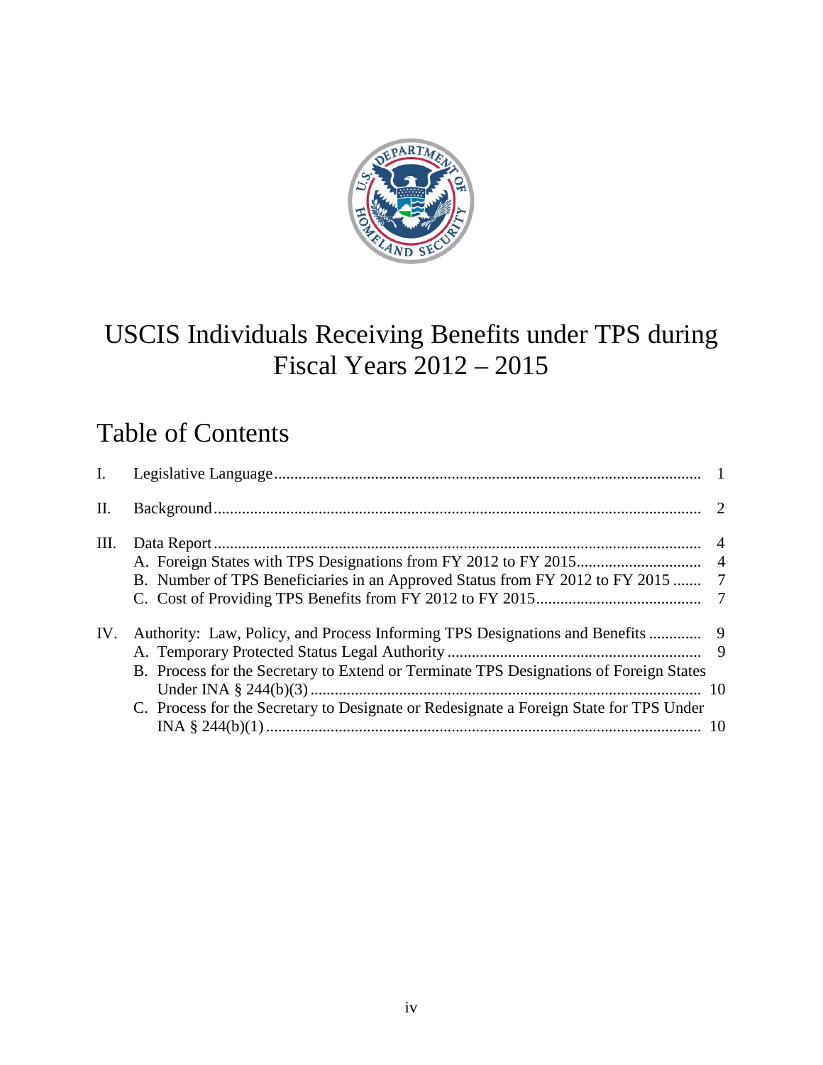# USCIS Individuals Receiving Benefits under TPS during Fiscal Years 2012 – 2015

## Table of Contents

| | | |
|---|---|---|
| I. | Legislative Language | 1 |
| II. | Background | 2 |
| III. | Data Report | 4 |
| | A. Foreign States with TPS Designations from FY 2012 to FY 2015 | 4 |
| | B. Number of TPS Beneficiaries in an Approved Status from FY 2012 to FY 2015 | 7 |
| | C. Cost of Providing TPS Benefits from FY 2012 to FY 2015 | 7 |
| IV. | Authority: Law, Policy, and Process Informing TPS Designations and Benefits | 9 |
| | A. Temporary Protected Status Legal Authority | 9 |
| | B. Process for the Secretary to Extend or Terminate TPS Designations of Foreign States Under INA § 244(b)(3) | 10 |
| | C. Process for the Secretary to Designate or Redesignate a Foreign State for TPS Under INA § 244(b)(1) | 10 |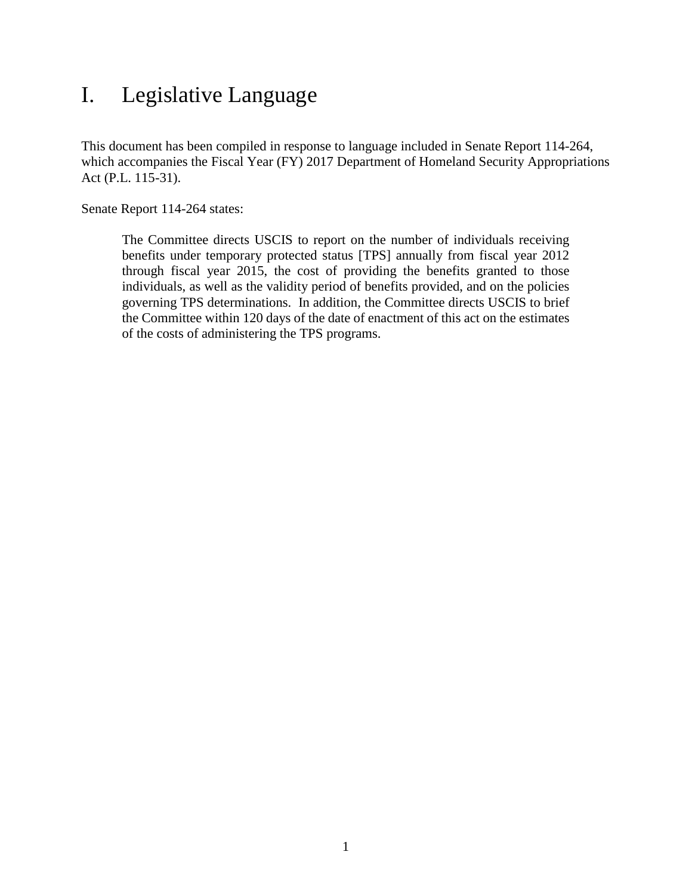# I. Legislative Language

This document has been compiled in response to language included in Senate Report 114-264, which accompanies the Fiscal Year (FY) 2017 Department of Homeland Security Appropriations Act (P.L. 115-31).

Senate Report 114-264 states:

> The Committee directs USCIS to report on the number of individuals receiving benefits under temporary protected status [TPS] annually from fiscal year 2012 through fiscal year 2015, the cost of providing the benefits granted to those individuals, as well as the validity period of benefits provided, and on the policies governing TPS determinations. In addition, the Committee directs USCIS to brief the Committee within 120 days of the date of enactment of this act on the estimates of the costs of administering the TPS programs.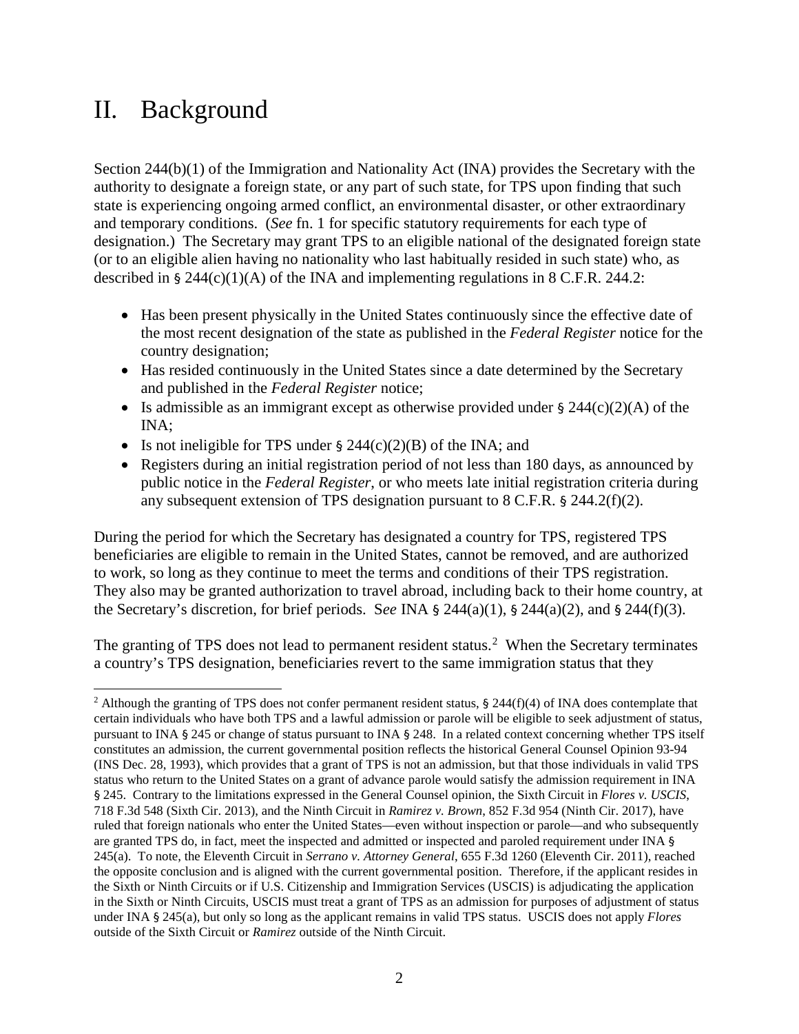# II. Background

Section 244(b)(1) of the Immigration and Nationality Act (INA) provides the Secretary with the authority to designate a foreign state, or any part of such state, for TPS upon finding that such state is experiencing ongoing armed conflict, an environmental disaster, or other extraordinary and temporary conditions. (*See* fn. 1 for specific statutory requirements for each type of designation.) The Secretary may grant TPS to an eligible national of the designated foreign state (or to an eligible alien having no nationality who last habitually resided in such state) who, as described in § 244(c)(1)(A) of the INA and implementing regulations in 8 C.F.R. 244.2:

- Has been present physically in the United States continuously since the effective date of the most recent designation of the state as published in the *Federal Register* notice for the country designation;
- Has resided continuously in the United States since a date determined by the Secretary and published in the *Federal Register* notice;
- Is admissible as an immigrant except as otherwise provided under § 244(c)(2)(A) of the INA;
- Is not ineligible for TPS under § 244(c)(2)(B) of the INA; and
- Registers during an initial registration period of not less than 180 days, as announced by public notice in the *Federal Register*, or who meets late initial registration criteria during any subsequent extension of TPS designation pursuant to 8 C.F.R. § 244.2(f)(2).

During the period for which the Secretary has designated a country for TPS, registered TPS beneficiaries are eligible to remain in the United States, cannot be removed, and are authorized to work, so long as they continue to meet the terms and conditions of their TPS registration. They also may be granted authorization to travel abroad, including back to their home country, at the Secretary's discretion, for brief periods. S*ee* INA § 244(a)(1), § 244(a)(2), and § 244(f)(3).

The granting of TPS does not lead to permanent resident status.[2] When the Secretary terminates a country's TPS designation, beneficiaries revert to the same immigration status that they

[2] Although the granting of TPS does not confer permanent resident status, § 244(f)(4) of INA does contemplate that certain individuals who have both TPS and a lawful admission or parole will be eligible to seek adjustment of status, pursuant to INA § 245 or change of status pursuant to INA § 248. In a related context concerning whether TPS itself constitutes an admission, the current governmental position reflects the historical General Counsel Opinion 93-94 (INS Dec. 28, 1993), which provides that a grant of TPS is not an admission, but that those individuals in valid TPS status who return to the United States on a grant of advance parole would satisfy the admission requirement in INA § 245. Contrary to the limitations expressed in the General Counsel opinion, the Sixth Circuit in *Flores v. USCIS*, 718 F.3d 548 (Sixth Cir. 2013), and the Ninth Circuit in *Ramirez v. Brown*, 852 F.3d 954 (Ninth Cir. 2017), have ruled that foreign nationals who enter the United States—even without inspection or parole—and who subsequently are granted TPS do, in fact, meet the inspected and admitted or inspected and paroled requirement under INA § 245(a). To note, the Eleventh Circuit in *Serrano v. Attorney General*, 655 F.3d 1260 (Eleventh Cir. 2011), reached the opposite conclusion and is aligned with the current governmental position. Therefore, if the applicant resides in the Sixth or Ninth Circuits or if U.S. Citizenship and Immigration Services (USCIS) is adjudicating the application in the Sixth or Ninth Circuits, USCIS must treat a grant of TPS as an admission for purposes of adjustment of status under INA § 245(a), but only so long as the applicant remains in valid TPS status. USCIS does not apply *Flores* outside of the Sixth Circuit or *Ramirez* outside of the Ninth Circuit.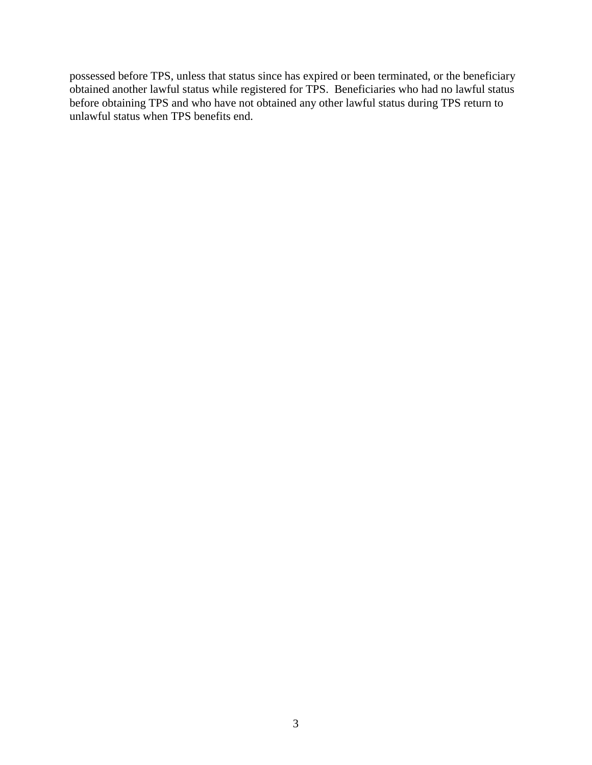possessed before TPS, unless that status since has expired or been terminated, or the beneficiary obtained another lawful status while registered for TPS. Beneficiaries who had no lawful status before obtaining TPS and who have not obtained any other lawful status during TPS return to unlawful status when TPS benefits end.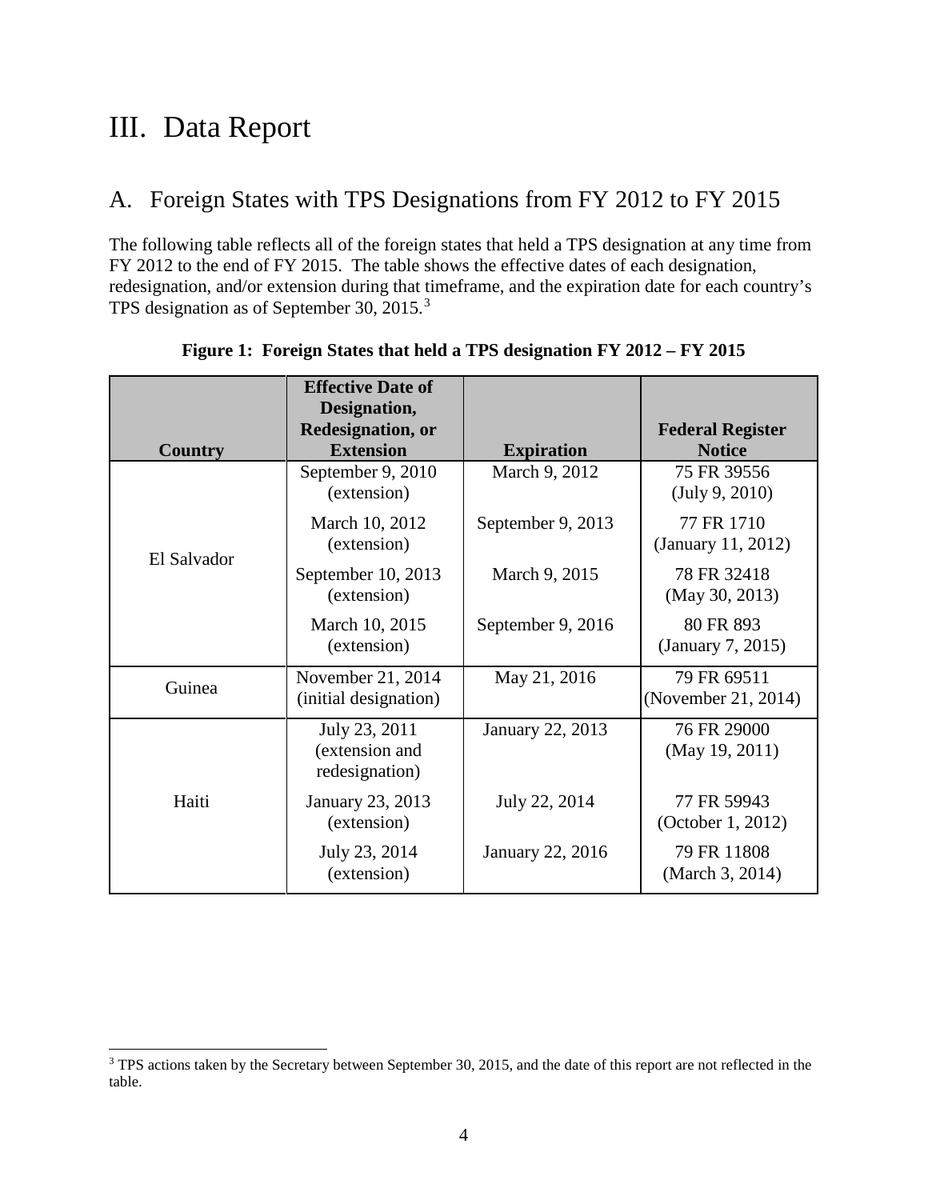# III. Data Report

## A. Foreign States with TPS Designations from FY 2012 to FY 2015

The following table reflects all of the foreign states that held a TPS designation at any time from FY 2012 to the end of FY 2015. The table shows the effective dates of each designation, redesignation, and/or extension during that timeframe, and the expiration date for each country's TPS designation as of September 30, 2015.[3]

**Figure 1: Foreign States that held a TPS designation FY 2012 – FY 2015**

| Country | Effective Date of Designation, Redesignation, or Extension | Expiration | Federal Register Notice |
|---|---|---|---|
| El Salvador | September 9, 2010 (extension) | March 9, 2012 | 75 FR 39556 (July 9, 2010) |
| | March 10, 2012 (extension) | September 9, 2013 | 77 FR 1710 (January 11, 2012) |
| | September 10, 2013 (extension) | March 9, 2015 | 78 FR 32418 (May 30, 2013) |
| | March 10, 2015 (extension) | September 9, 2016 | 80 FR 893 (January 7, 2015) |
| Guinea | November 21, 2014 (initial designation) | May 21, 2016 | 79 FR 69511 (November 21, 2014) |
| Haiti | July 23, 2011 (extension and redesignation) | January 22, 2013 | 76 FR 29000 (May 19, 2011) |
| | January 23, 2013 (extension) | July 22, 2014 | 77 FR 59943 (October 1, 2012) |
| | July 23, 2014 (extension) | January 22, 2016 | 79 FR 11808 (March 3, 2014) |

[3] TPS actions taken by the Secretary between September 30, 2015, and the date of this report are not reflected in the table.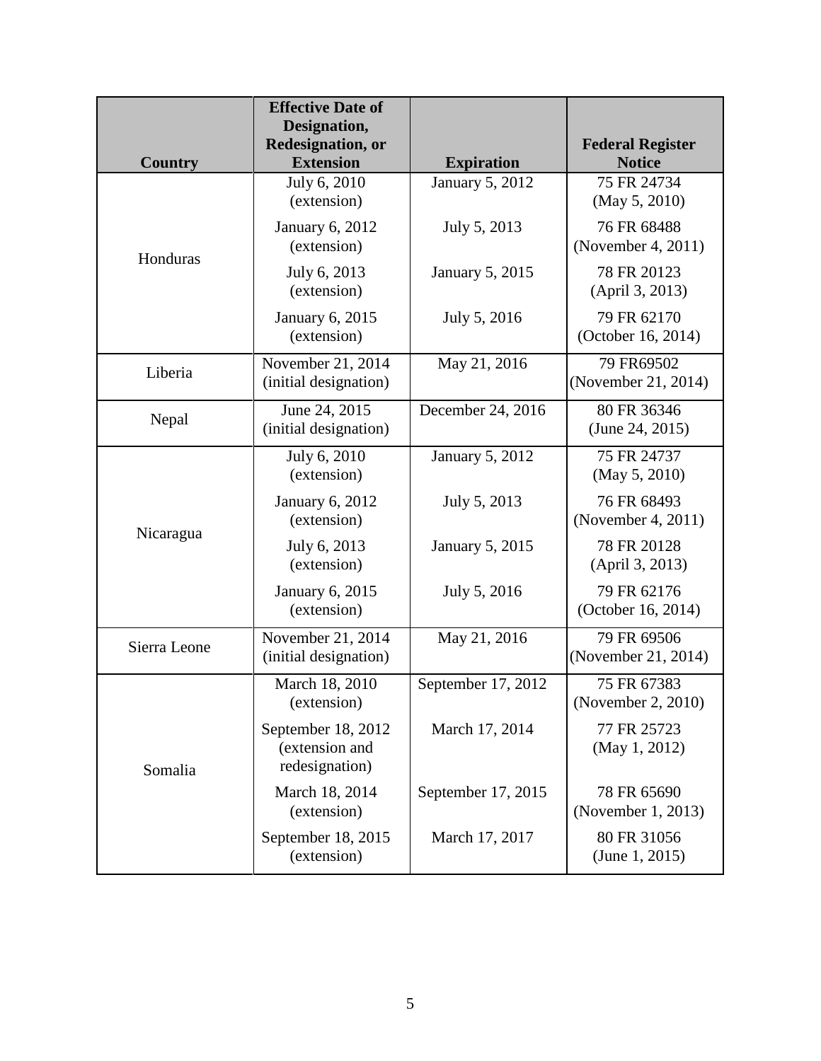| Country | Effective Date of Designation, Redesignation, or Extension | Expiration | Federal Register Notice |
|---|---|---|---|
| Honduras | July 6, 2010 (extension) | January 5, 2012 | 75 FR 24734 (May 5, 2010) |
| | January 6, 2012 (extension) | July 5, 2013 | 76 FR 68488 (November 4, 2011) |
| | July 6, 2013 (extension) | January 5, 2015 | 78 FR 20123 (April 3, 2013) |
| | January 6, 2015 (extension) | July 5, 2016 | 79 FR 62170 (October 16, 2014) |
| Liberia | November 21, 2014 (initial designation) | May 21, 2016 | 79 FR69502 (November 21, 2014) |
| Nepal | June 24, 2015 (initial designation) | December 24, 2016 | 80 FR 36346 (June 24, 2015) |
| Nicaragua | July 6, 2010 (extension) | January 5, 2012 | 75 FR 24737 (May 5, 2010) |
| | January 6, 2012 (extension) | July 5, 2013 | 76 FR 68493 (November 4, 2011) |
| | July 6, 2013 (extension) | January 5, 2015 | 78 FR 20128 (April 3, 2013) |
| | January 6, 2015 (extension) | July 5, 2016 | 79 FR 62176 (October 16, 2014) |
| Sierra Leone | November 21, 2014 (initial designation) | May 21, 2016 | 79 FR 69506 (November 21, 2014) |
| Somalia | March 18, 2010 (extension) | September 17, 2012 | 75 FR 67383 (November 2, 2010) |
| | September 18, 2012 (extension and redesignation) | March 17, 2014 | 77 FR 25723 (May 1, 2012) |
| | March 18, 2014 (extension) | September 17, 2015 | 78 FR 65690 (November 1, 2013) |
| | September 18, 2015 (extension) | March 17, 2017 | 80 FR 31056 (June 1, 2015) |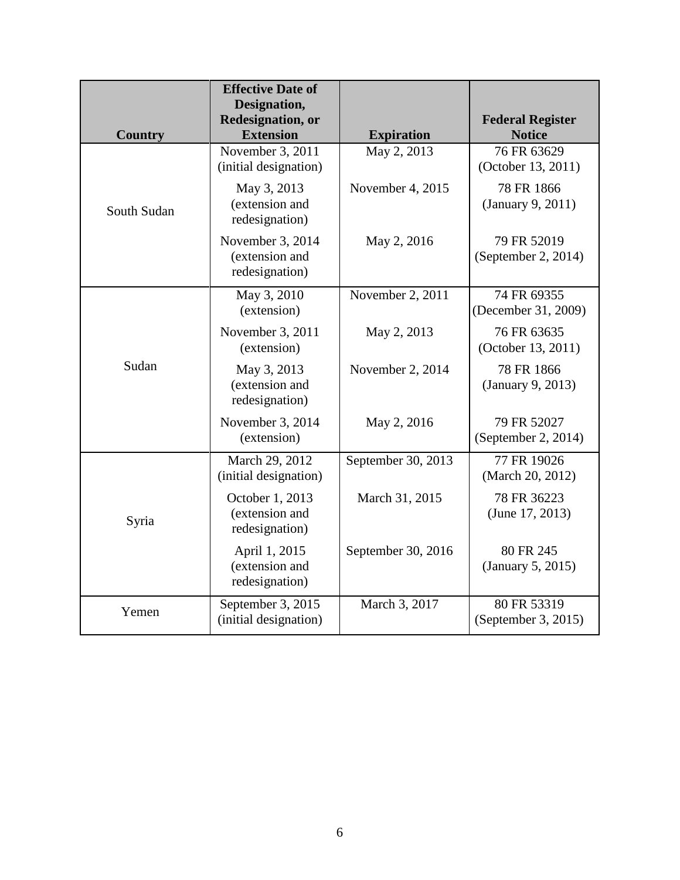| Country | Effective Date of Designation, Redesignation, or Extension | Expiration | Federal Register Notice |
|---|---|---|---|
| South Sudan | November 3, 2011 (initial designation) | May 2, 2013 | 76 FR 63629 (October 13, 2011) |
| | May 3, 2013 (extension and redesignation) | November 4, 2015 | 78 FR 1866 (January 9, 2011) |
| | November 3, 2014 (extension and redesignation) | May 2, 2016 | 79 FR 52019 (September 2, 2014) |
| Sudan | May 3, 2010 (extension) | November 2, 2011 | 74 FR 69355 (December 31, 2009) |
| | November 3, 2011 (extension) | May 2, 2013 | 76 FR 63635 (October 13, 2011) |
| | May 3, 2013 (extension and redesignation) | November 2, 2014 | 78 FR 1866 (January 9, 2013) |
| | November 3, 2014 (extension) | May 2, 2016 | 79 FR 52027 (September 2, 2014) |
| Syria | March 29, 2012 (initial designation) | September 30, 2013 | 77 FR 19026 (March 20, 2012) |
| | October 1, 2013 (extension and redesignation) | March 31, 2015 | 78 FR 36223 (June 17, 2013) |
| | April 1, 2015 (extension and redesignation) | September 30, 2016 | 80 FR 245 (January 5, 2015) |
| Yemen | September 3, 2015 (initial designation) | March 3, 2017 | 80 FR 53319 (September 3, 2015) |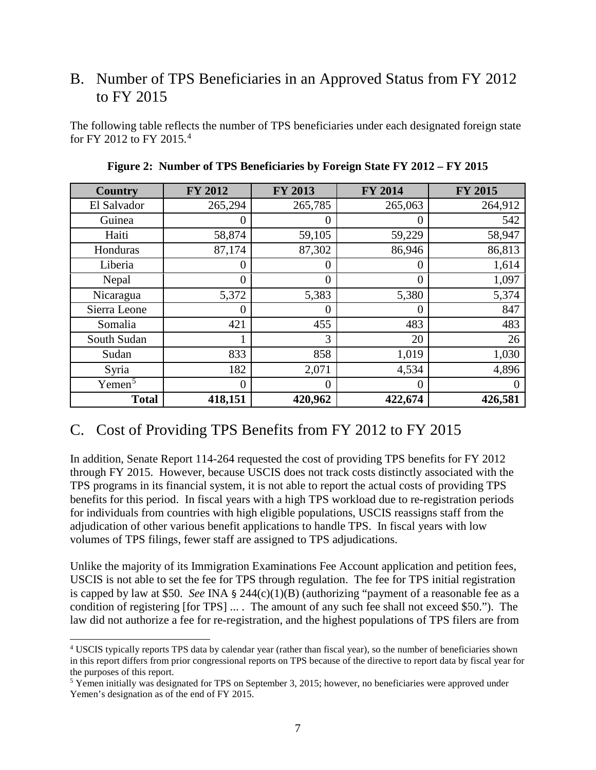## B. Number of TPS Beneficiaries in an Approved Status from FY 2012 to FY 2015

The following table reflects the number of TPS beneficiaries under each designated foreign state for FY 2012 to FY 2015.[4]

**Figure 2: Number of TPS Beneficiaries by Foreign State FY 2012 – FY 2015**

| Country | FY 2012 | FY 2013 | FY 2014 | FY 2015 |
|---|---|---|---|---|
| El Salvador | 265,294 | 265,785 | 265,063 | 264,912 |
| Guinea | 0 | 0 | 0 | 542 |
| Haiti | 58,874 | 59,105 | 59,229 | 58,947 |
| Honduras | 87,174 | 87,302 | 86,946 | 86,813 |
| Liberia | 0 | 0 | 0 | 1,614 |
| Nepal | 0 | 0 | 0 | 1,097 |
| Nicaragua | 5,372 | 5,383 | 5,380 | 5,374 |
| Sierra Leone | 0 | 0 | 0 | 847 |
| Somalia | 421 | 455 | 483 | 483 |
| South Sudan | 1 | 3 | 20 | 26 |
| Sudan | 833 | 858 | 1,019 | 1,030 |
| Syria | 182 | 2,071 | 4,534 | 4,896 |
| Yemen[5] | 0 | 0 | 0 | 0 |
| **Total** | **418,151** | **420,962** | **422,674** | **426,581** |

## C. Cost of Providing TPS Benefits from FY 2012 to FY 2015

In addition, Senate Report 114-264 requested the cost of providing TPS benefits for FY 2012 through FY 2015. However, because USCIS does not track costs distinctly associated with the TPS programs in its financial system, it is not able to report the actual costs of providing TPS benefits for this period. In fiscal years with a high TPS workload due to re-registration periods for individuals from countries with high eligible populations, USCIS reassigns staff from the adjudication of other various benefit applications to handle TPS. In fiscal years with low volumes of TPS filings, fewer staff are assigned to TPS adjudications.

Unlike the majority of its Immigration Examinations Fee Account application and petition fees, USCIS is not able to set the fee for TPS through regulation. The fee for TPS initial registration is capped by law at $50. *See* INA § 244(c)(1)(B) (authorizing "payment of a reasonable fee as a condition of registering [for TPS] ... . The amount of any such fee shall not exceed $50."). The law did not authorize a fee for re-registration, and the highest populations of TPS filers are from

---

[4] USCIS typically reports TPS data by calendar year (rather than fiscal year), so the number of beneficiaries shown in this report differs from prior congressional reports on TPS because of the directive to report data by fiscal year for the purposes of this report.

[5] Yemen initially was designated for TPS on September 3, 2015; however, no beneficiaries were approved under Yemen's designation as of the end of FY 2015.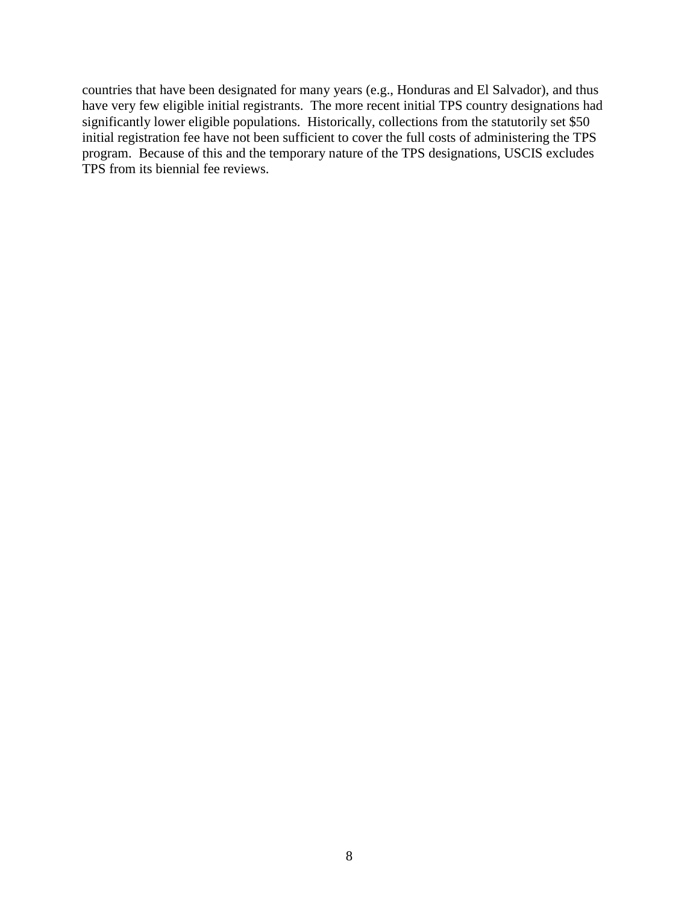countries that have been designated for many years (e.g., Honduras and El Salvador), and thus have very few eligible initial registrants. The more recent initial TPS country designations had significantly lower eligible populations. Historically, collections from the statutorily set $50 initial registration fee have not been sufficient to cover the full costs of administering the TPS program. Because of this and the temporary nature of the TPS designations, USCIS excludes TPS from its biennial fee reviews.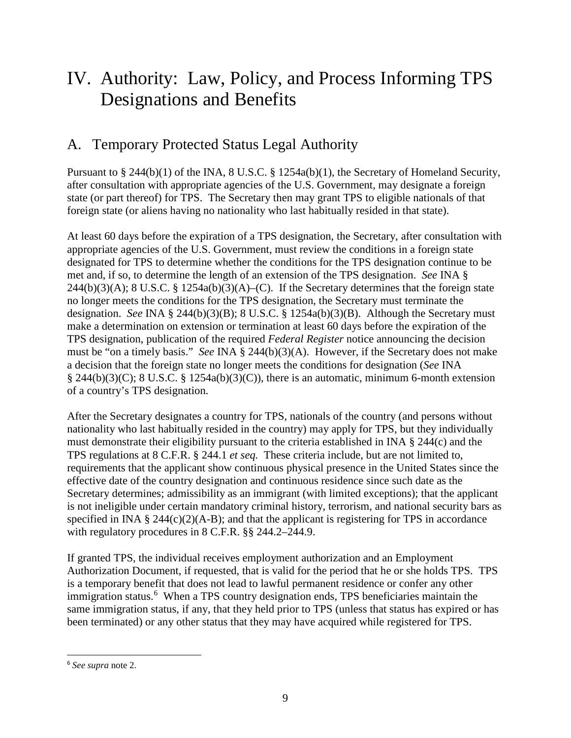# IV. Authority: Law, Policy, and Process Informing TPS Designations and Benefits

## A. Temporary Protected Status Legal Authority

Pursuant to § 244(b)(1) of the INA, 8 U.S.C. § 1254a(b)(1), the Secretary of Homeland Security, after consultation with appropriate agencies of the U.S. Government, may designate a foreign state (or part thereof) for TPS. The Secretary then may grant TPS to eligible nationals of that foreign state (or aliens having no nationality who last habitually resided in that state).

At least 60 days before the expiration of a TPS designation, the Secretary, after consultation with appropriate agencies of the U.S. Government, must review the conditions in a foreign state designated for TPS to determine whether the conditions for the TPS designation continue to be met and, if so, to determine the length of an extension of the TPS designation. *See* INA § 244(b)(3)(A); 8 U.S.C. § 1254a(b)(3)(A)–(C). If the Secretary determines that the foreign state no longer meets the conditions for the TPS designation, the Secretary must terminate the designation. *See* INA § 244(b)(3)(B); 8 U.S.C. § 1254a(b)(3)(B). Although the Secretary must make a determination on extension or termination at least 60 days before the expiration of the TPS designation, publication of the required *Federal Register* notice announcing the decision must be "on a timely basis." *See* INA § 244(b)(3)(A). However, if the Secretary does not make a decision that the foreign state no longer meets the conditions for designation (*See* INA § 244(b)(3)(C); 8 U.S.C. § 1254a(b)(3)(C)), there is an automatic, minimum 6-month extension of a country's TPS designation.

After the Secretary designates a country for TPS, nationals of the country (and persons without nationality who last habitually resided in the country) may apply for TPS, but they individually must demonstrate their eligibility pursuant to the criteria established in INA § 244(c) and the TPS regulations at 8 C.F.R. § 244.1 *et seq.* These criteria include, but are not limited to, requirements that the applicant show continuous physical presence in the United States since the effective date of the country designation and continuous residence since such date as the Secretary determines; admissibility as an immigrant (with limited exceptions); that the applicant is not ineligible under certain mandatory criminal history, terrorism, and national security bars as specified in INA § 244(c)(2)(A-B); and that the applicant is registering for TPS in accordance with regulatory procedures in 8 C.F.R. §§ 244.2–244.9.

If granted TPS, the individual receives employment authorization and an Employment Authorization Document, if requested, that is valid for the period that he or she holds TPS. TPS is a temporary benefit that does not lead to lawful permanent residence or confer any other immigration status.[6] When a TPS country designation ends, TPS beneficiaries maintain the same immigration status, if any, that they held prior to TPS (unless that status has expired or has been terminated) or any other status that they may have acquired while registered for TPS.

---

[6] *See supra* note 2.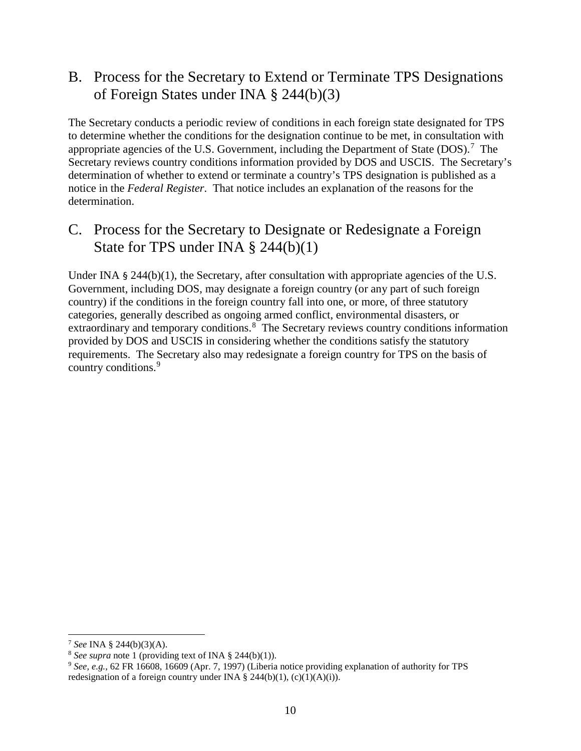## B. Process for the Secretary to Extend or Terminate TPS Designations of Foreign States under INA § 244(b)(3)

The Secretary conducts a periodic review of conditions in each foreign state designated for TPS to determine whether the conditions for the designation continue to be met, in consultation with appropriate agencies of the U.S. Government, including the Department of State (DOS).[7] The Secretary reviews country conditions information provided by DOS and USCIS. The Secretary's determination of whether to extend or terminate a country's TPS designation is published as a notice in the *Federal Register*. That notice includes an explanation of the reasons for the determination.

## C. Process for the Secretary to Designate or Redesignate a Foreign State for TPS under INA § 244(b)(1)

Under INA § 244(b)(1), the Secretary, after consultation with appropriate agencies of the U.S. Government, including DOS, may designate a foreign country (or any part of such foreign country) if the conditions in the foreign country fall into one, or more, of three statutory categories, generally described as ongoing armed conflict, environmental disasters, or extraordinary and temporary conditions.[8] The Secretary reviews country conditions information provided by DOS and USCIS in considering whether the conditions satisfy the statutory requirements. The Secretary also may redesignate a foreign country for TPS on the basis of country conditions.[9]

---

[7] *See* INA § 244(b)(3)(A).

[8] *See supra* note 1 (providing text of INA § 244(b)(1)).

[9] *See, e.g.*, 62 FR 16608, 16609 (Apr. 7, 1997) (Liberia notice providing explanation of authority for TPS redesignation of a foreign country under INA § 244(b)(1), (c)(1)(A)(i)).